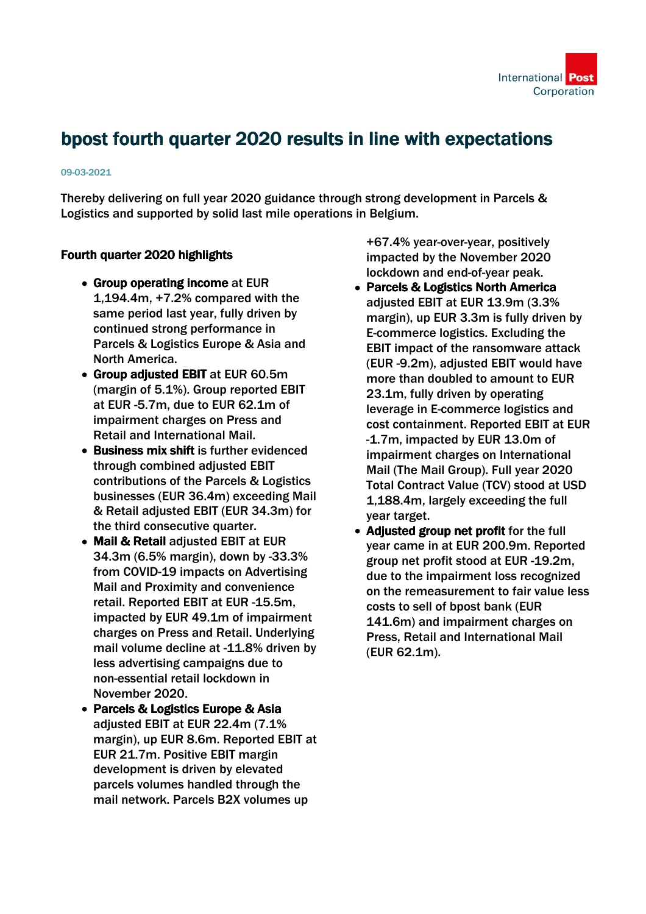# bpost fourth quarter 2020 results in line with expectations

09-03-2021

Thereby delivering on full year 2020 guidance through strong development in Parcels & Logistics and supported by solid last mile operations in Belgium.

### Fourth quarter 2020 highlights

- **Group operating income** at EUR 1,194.4m, +7.2% compared with the same period last year, fully driven by continued strong performance in Parcels & Logistics Europe & Asia and North America.
- **Group adjusted EBIT** at EUR 60.5m (margin of 5.1%). Group reported EBIT at EUR -5.7m, due to EUR 62.1m of impairment charges on Press and Retail and International Mail.
- **Business mix shift** is further evidenced through combined adjusted EBIT contributions of the Parcels & Logistics businesses (EUR 36.4m) exceeding Mail & Retail adjusted EBIT (EUR 34.3m) for the third consecutive quarter.
- **Mail & Retail** adjusted EBIT at EUR 34.3m (6.5% margin), down by -33.3% from COVID-19 impacts on Advertising Mail and Proximity and convenience retail. Reported EBIT at EUR -15.5m, impacted by EUR 49.1m of impairment charges on Press and Retail. Underlying mail volume decline at -11.8% driven by less advertising campaigns due to non-essential retail lockdown in November 2020.
- **Parcels & Logistics Europe & Asia** adjusted EBIT at EUR 22.4m (7.1% margin), up EUR 8.6m. Reported EBIT at EUR 21.7m. Positive EBIT margin development is driven by elevated parcels volumes handled through the mail network. Parcels B2X volumes up +67.4% year-over-year, positively impacted by the November 2020 lockdown and end-of-year peak.
- **Parcels & Logistics North America** adjusted EBIT at EUR 13.9m (3.3% margin), up EUR 3.3m is fully driven by E-commerce logistics. Excluding the EBIT impact of the ransomware attack (EUR -9.2m), adjusted EBIT would have more than doubled to amount to EUR 23.1m, fully driven by operating leverage in E-commerce logistics and cost containment. Reported EBIT at EUR -1.7m, impacted by EUR 13.0m of impairment charges on International Mail (The Mail Group). Full year 2020 Total Contract Value (TCV) stood at USD 1,188.4m, largely exceeding the full year target.
- **Adjusted group net profit** for the full year came in at EUR 200.9m. Reported group net profit stood at EUR -19.2m, due to the impairment loss recognized on the remeasurement to fair value less costs to sell of bpost bank (EUR 141.6m) and impairment charges on Press, Retail and International Mail (EUR 62.1m).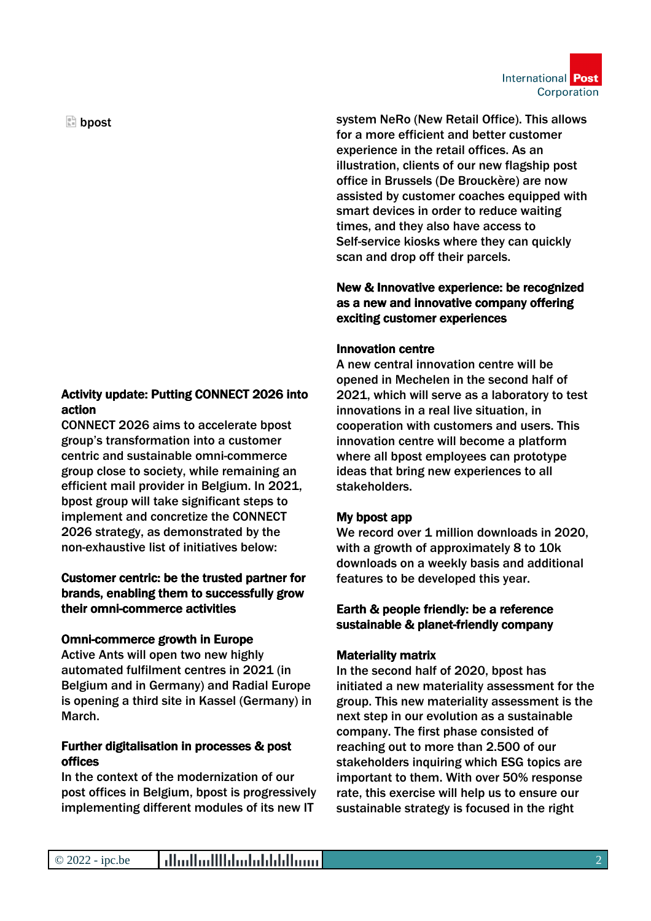bpost

## Activity update: Putting CONNECT 2026 into action

CONNECT 2026 aims to accelerate bpost group's transformation into a customer centric and sustainable omni-commerce group close to society, while remaining an efficient mail provider in Belgium. In 2021, bpost group will take significant steps to implement and concretize the CONNECT 2026 strategy, as demonstrated by the non-exhaustive list of initiatives below:

### Customer centric: be the trusted partner for brands, enabling them to successfully grow their omni-commerce activities

**Omni-commerce growth in Europe**

Active Ants will open two new highly automated fulfilment centres in 2021 (in Belgium and in Germany) and Radial Europe is opening a third site in Kassel (Germany) in March.

**Further digitalisation in processes & post offices**

In the context of the modernization of our post offices in Belgium, bpost is progressively implementing different modules of its new IT system NeRo (New Retail Office). This allows for a more efficient and better customer experience in the retail offices. As an illustration, clients of our new flagship post office in Brussels (De Brouckère) are now assisted by customer coaches equipped with smart devices in order to reduce waiting times, and they also have access to Self-service kiosks where they can quickly scan and drop off their parcels.

### New & Innovative experience: be recognized as a new and innovative company offering exciting customer experiences

**Innovation centre**

A new central innovation centre will be opened in Mechelen in the second half of 2021, which will serve as a laboratory to test innovations in a real live situation, in cooperation with customers and users. This innovation centre will become a platform where all bpost employees can prototype ideas that bring new experiences to all stakeholders.

**My bpost app**

We record over 1 million downloads in 2020, with a growth of approximately 8 to 10k downloads on a weekly basis and additional features to be developed this year.

### Earth & people friendly: be a reference sustainable & planet-friendly company

**Materiality matrix**

In the second half of 2020, bpost has initiated a new materiality assessment for the group. This new materiality assessment is the next step in our evolution as a sustainable company. The first phase consisted of reaching out to more than 2.500 of our stakeholders inquiring which ESG topics are important to them. With over 50% response rate, this exercise will help us to ensure our sustainable strategy is focused in the right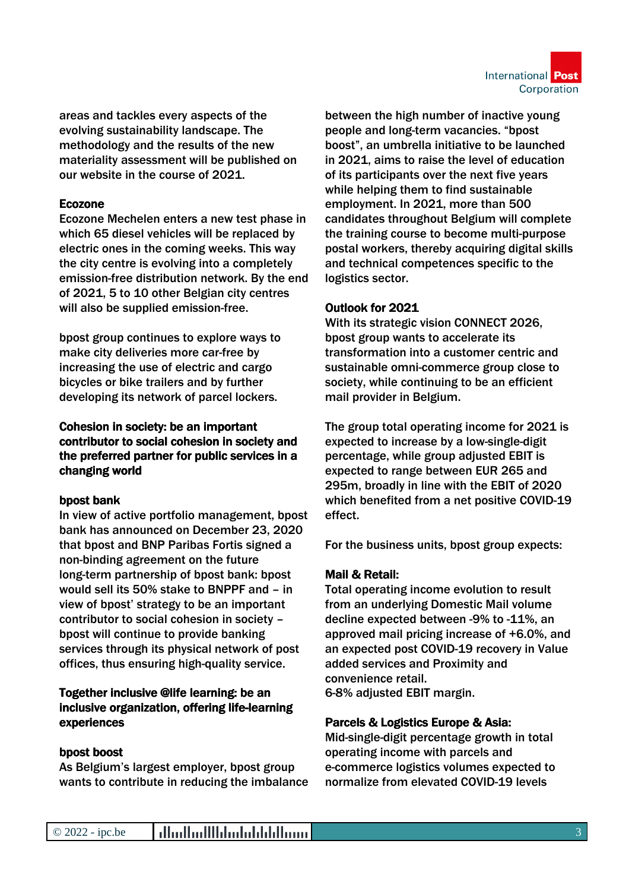areas and tackles every aspects of the evolving sustainability landscape. The methodology and the results of the new materiality assessment will be published on our website in the course of 2021.

**Ecozone**

Ecozone Mechelen enters a new test phase in which 65 diesel vehicles will be replaced by electric ones in the coming weeks. This way the city centre is evolving into a completely emission-free distribution network. By the end of 2021, 5 to 10 other Belgian city centres will also be supplied emission-free.

bpost group continues to explore ways to make city deliveries more car-free by increasing the use of electric and cargo bicycles or bike trailers and by further developing its network of parcel lockers.

**Cohesion in society: be an important contributor to social cohesion in society and the preferred partner for public services in a changing world**

**bpost bank**

In view of active portfolio management, bpost bank has announced on December 23, 2020 that bpost and BNP Paribas Fortis signed a non-binding agreement on the future long-term partnership of bpost bank: bpost would sell its 50% stake to BNPPF and – in view of bpost' strategy to be an important contributor to social cohesion in society – bpost will continue to provide banking services through its physical network of post offices, thus ensuring high-quality service.

**Together inclusive @life learning: be an inclusive organization, offering life-learning experiences**

**bpost boost**

As Belgium's largest employer, bpost group wants to contribute in reducing the imbalance between the high number of inactive young people and long-term vacancies. "bpost boost", an umbrella initiative to be launched in 2021, aims to raise the level of education of its participants over the next five years while helping them to find sustainable employment. In 2021, more than 500 candidates throughout Belgium will complete the training course to become multi-purpose postal workers, thereby acquiring digital skills and technical competences specific to the logistics sector.

**Outlook for 2021**

With its strategic vision CONNECT 2026, bpost group wants to accelerate its transformation into a customer centric and sustainable omni-commerce group close to society, while continuing to be an efficient mail provider in Belgium.

The group total operating income for 2021 is expected to increase by a low-single-digit percentage, while group adjusted EBIT is expected to range between EUR 265 and 295m, broadly in line with the EBIT of 2020 which benefited from a net positive COVID-19 effect.

For the business units, bpost group expects:

**Mail & Retail:**

Total operating income evolution to result from an underlying Domestic Mail volume decline expected between -9% to -11%, an approved mail pricing increase of +6.0%, and an expected post COVID-19 recovery in Value added services and Proximity and convenience retail.
6-8% adjusted EBIT margin.

**Parcels & Logistics Europe & Asia:**

Mid-single-digit percentage growth in total operating income with parcels and e-commerce logistics volumes expected to normalize from elevated COVID-19 levels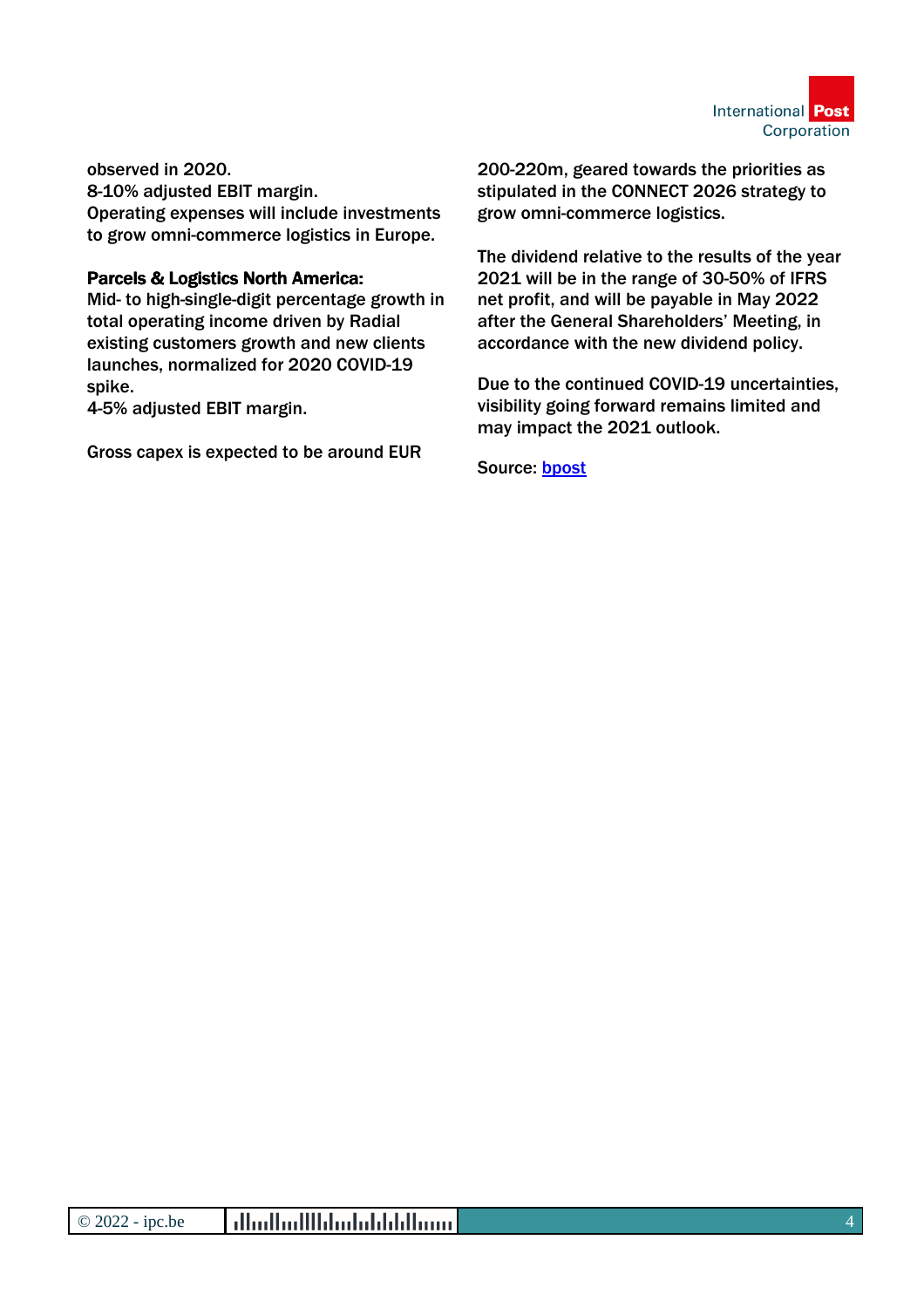observed in 2020.
8-10% adjusted EBIT margin.
Operating expenses will include investments to grow omni-commerce logistics in Europe.

**Parcels & Logistics North America:**
Mid- to high-single-digit percentage growth in total operating income driven by Radial existing customers growth and new clients launches, normalized for 2020 COVID-19 spike.
4-5% adjusted EBIT margin.

Gross capex is expected to be around EUR 200-220m, geared towards the priorities as stipulated in the CONNECT 2026 strategy to grow omni-commerce logistics.

The dividend relative to the results of the year 2021 will be in the range of 30-50% of IFRS net profit, and will be payable in May 2022 after the General Shareholders' Meeting, in accordance with the new dividend policy.

Due to the continued COVID-19 uncertainties, visibility going forward remains limited and may impact the 2021 outlook.

Source: bpost